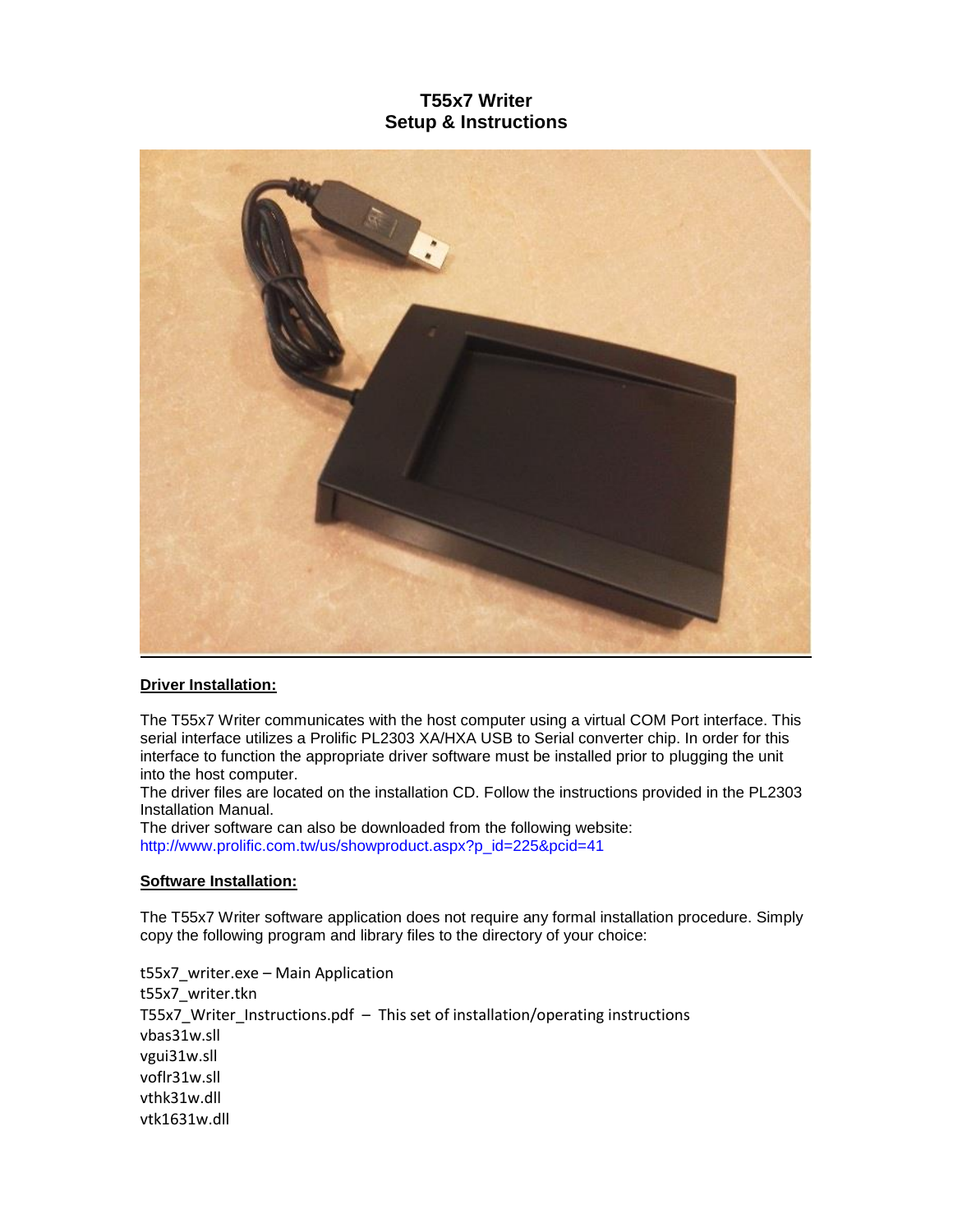# T55x7 Writer
## Setup & Instructions

**Driver Installation:**

The T55x7 Writer communicates with the host computer using a virtual COM Port interface. This serial interface utilizes a Prolific PL2303 XA/HXA USB to Serial converter chip. In order for this interface to function the appropriate driver software must be installed prior to plugging the unit into the host computer.
The driver files are located on the installation CD. Follow the instructions provided in the PL2303 Installation Manual.
The driver software can also be downloaded from the following website:
http://www.prolific.com.tw/us/showproduct.aspx?p_id=225&pcid=41

**Software Installation:**

The T55x7 Writer software application does not require any formal installation procedure. Simply copy the following program and library files to the directory of your choice:

t55x7_writer.exe – Main Application
t55x7_writer.tkn
T55x7_Writer_Instructions.pdf – This set of installation/operating instructions
vbas31w.sll
vgui31w.sll
voflr31w.sll
vthk31w.dll
vtk1631w.dll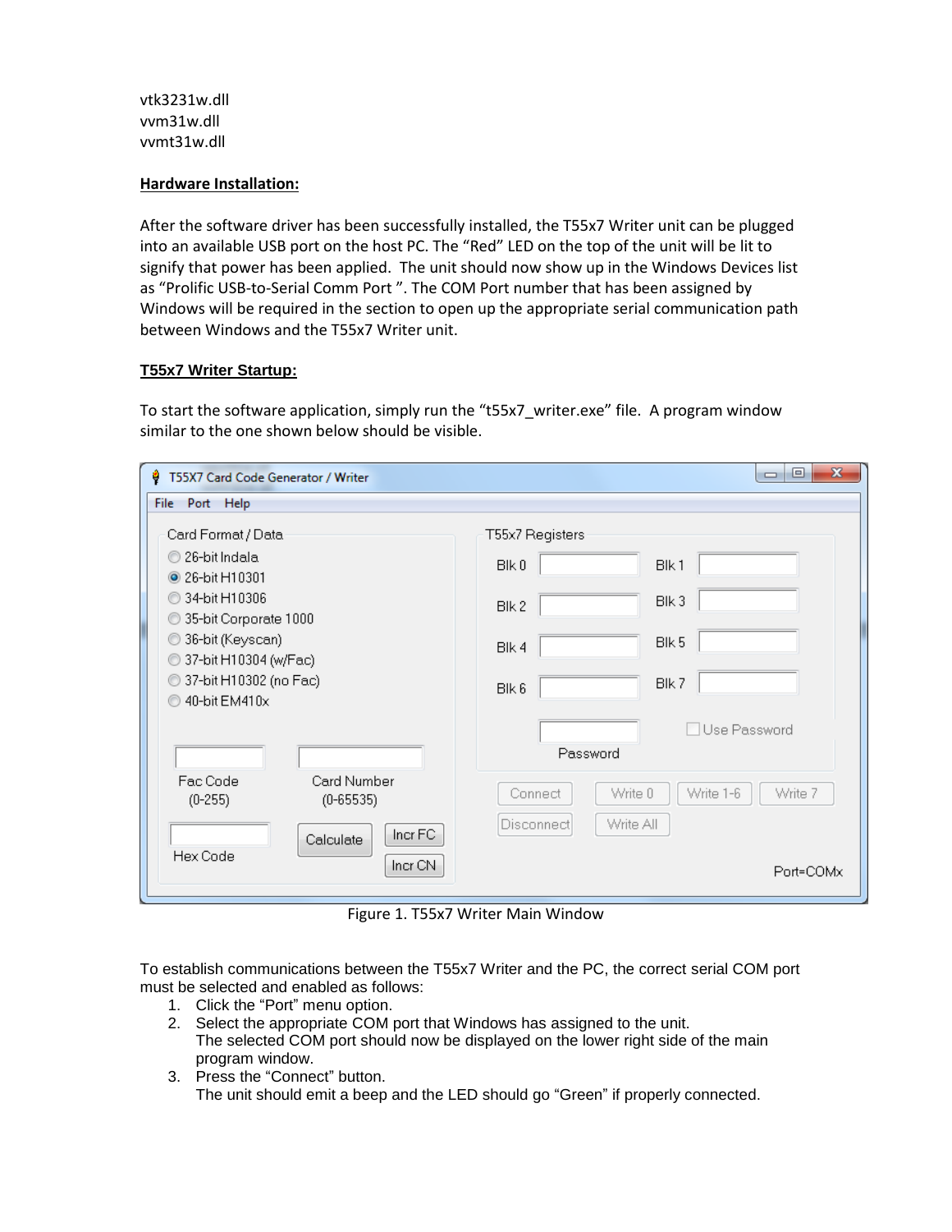vtk3231w.dll
vvm31w.dll
vvmt31w.dll

**Hardware Installation:**

After the software driver has been successfully installed, the T55x7 Writer unit can be plugged into an available USB port on the host PC. The "Red" LED on the top of the unit will be lit to signify that power has been applied. The unit should now show up in the Windows Devices list as "Prolific USB-to-Serial Comm Port ". The COM Port number that has been assigned by Windows will be required in the section to open up the appropriate serial communication path between Windows and the T55x7 Writer unit.

**T55x7 Writer Startup:**

To start the software application, simply run the "t55x7_writer.exe" file. A program window similar to the one shown below should be visible.

Figure 1. T55x7 Writer Main Window

To establish communications between the T55x7 Writer and the PC, the correct serial COM port must be selected and enabled as follows:

1. Click the "Port" menu option.
2. Select the appropriate COM port that Windows has assigned to the unit.
   The selected COM port should now be displayed on the lower right side of the main program window.
3. Press the "Connect" button.
   The unit should emit a beep and the LED should go "Green" if properly connected.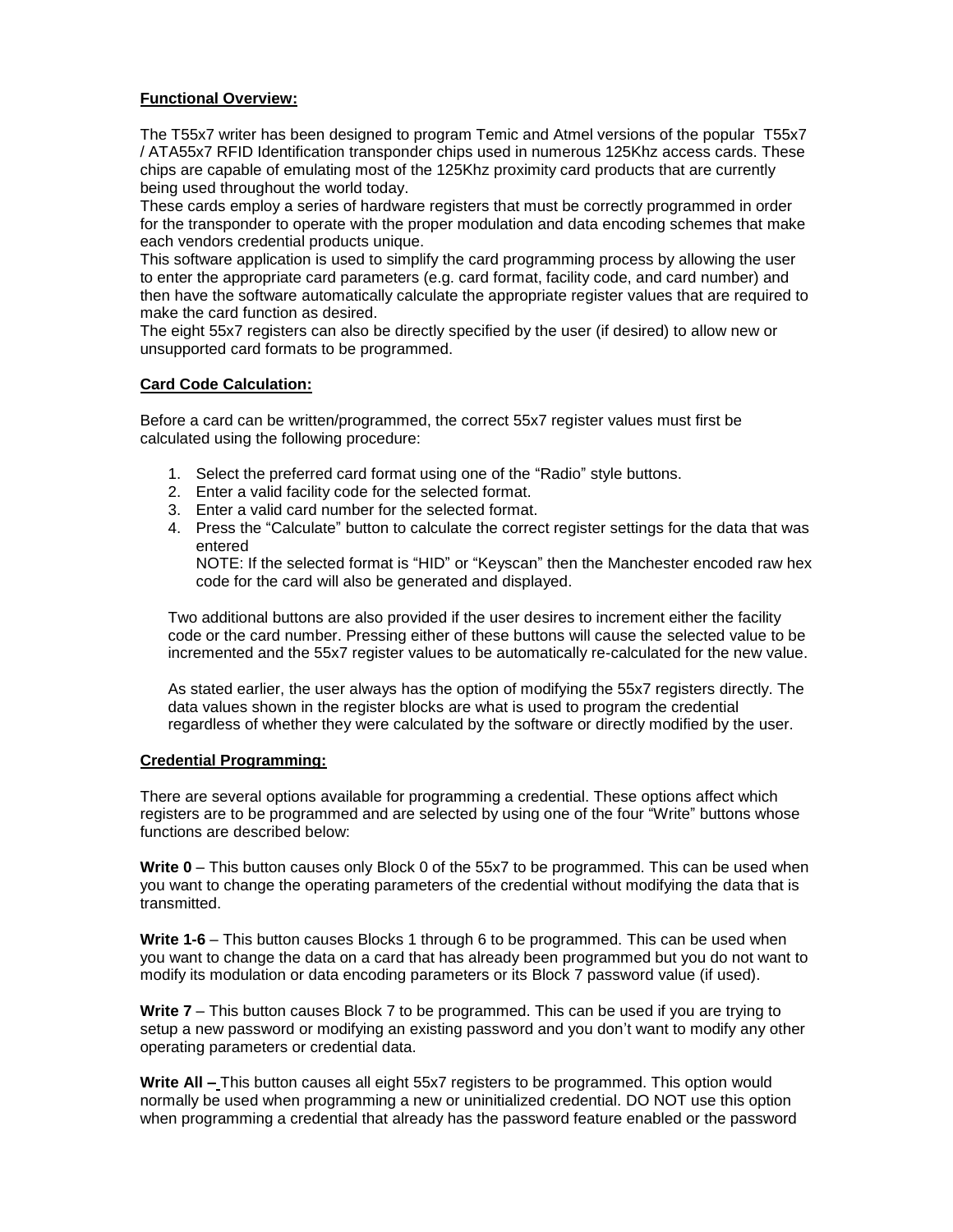**Functional Overview:**

The T55x7 writer has been designed to program Temic and Atmel versions of the popular T55x7 / ATA55x7 RFID Identification transponder chips used in numerous 125Khz access cards. These chips are capable of emulating most of the 125Khz proximity card products that are currently being used throughout the world today.
These cards employ a series of hardware registers that must be correctly programmed in order for the transponder to operate with the proper modulation and data encoding schemes that make each vendors credential products unique.
This software application is used to simplify the card programming process by allowing the user to enter the appropriate card parameters (e.g. card format, facility code, and card number) and then have the software automatically calculate the appropriate register values that are required to make the card function as desired.
The eight 55x7 registers can also be directly specified by the user (if desired) to allow new or unsupported card formats to be programmed.

**Card Code Calculation:**

Before a card can be written/programmed, the correct 55x7 register values must first be calculated using the following procedure:

1. Select the preferred card format using one of the “Radio” style buttons.
2. Enter a valid facility code for the selected format.
3. Enter a valid card number for the selected format.
4. Press the “Calculate” button to calculate the correct register settings for the data that was entered
   NOTE: If the selected format is “HID” or “Keyscan” then the Manchester encoded raw hex code for the card will also be generated and displayed.

Two additional buttons are also provided if the user desires to increment either the facility code or the card number. Pressing either of these buttons will cause the selected value to be incremented and the 55x7 register values to be automatically re-calculated for the new value.

As stated earlier, the user always has the option of modifying the 55x7 registers directly. The data values shown in the register blocks are what is used to program the credential regardless of whether they were calculated by the software or directly modified by the user.

**Credential Programming:**

There are several options available for programming a credential. These options affect which registers are to be programmed and are selected by using one of the four “Write” buttons whose functions are described below:

**Write 0** – This button causes only Block 0 of the 55x7 to be programmed. This can be used when you want to change the operating parameters of the credential without modifying the data that is transmitted.

**Write 1-6** – This button causes Blocks 1 through 6 to be programmed. This can be used when you want to change the data on a card that has already been programmed but you do not want to modify its modulation or data encoding parameters or its Block 7 password value (if used).

**Write 7** – This button causes Block 7 to be programmed. This can be used if you are trying to setup a new password or modifying an existing password and you don’t want to modify any other operating parameters or credential data.

**Write All –** This button causes all eight 55x7 registers to be programmed. This option would normally be used when programming a new or uninitialized credential. DO NOT use this option when programming a credential that already has the password feature enabled or the password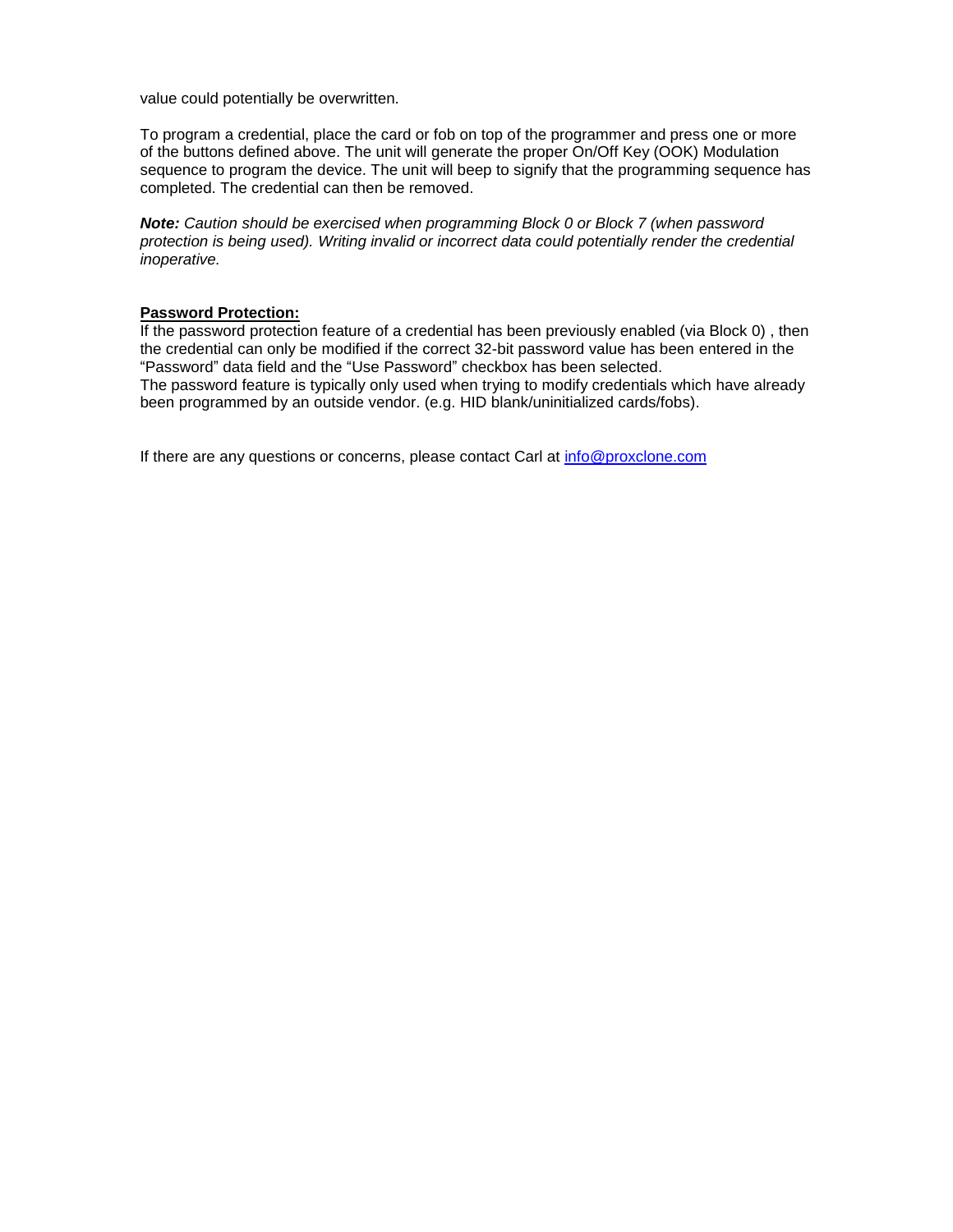value could potentially be overwritten.

To program a credential, place the card or fob on top of the programmer and press one or more of the buttons defined above. The unit will generate the proper On/Off Key (OOK) Modulation sequence to program the device. The unit will beep to signify that the programming sequence has completed. The credential can then be removed.

***Note:*** *Caution should be exercised when programming Block 0 or Block 7 (when password protection is being used). Writing invalid or incorrect data could potentially render the credential inoperative.*

**Password Protection:**

If the password protection feature of a credential has been previously enabled (via Block 0) , then the credential can only be modified if the correct 32-bit password value has been entered in the "Password" data field and the "Use Password" checkbox has been selected.
The password feature is typically only used when trying to modify credentials which have already been programmed by an outside vendor. (e.g. HID blank/uninitialized cards/fobs).

If there are any questions or concerns, please contact Carl at [info@proxclone.com](mailto:info@proxclone.com)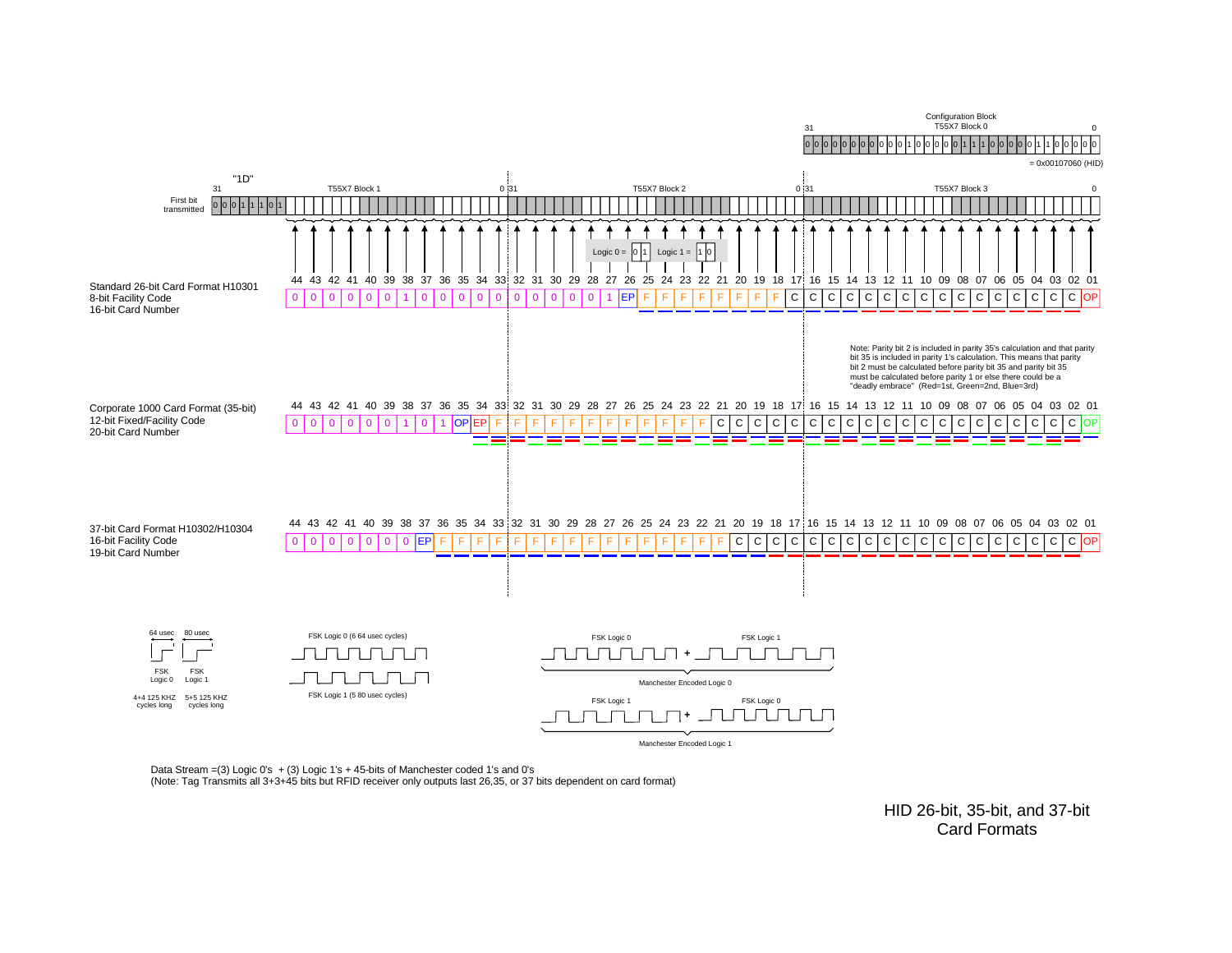# HID 26-bit, 35-bit, and 37-bit Card Formats

Configuration Block
T55X7 Block 0

31 0

0 0 0 0 0 0 0 0 0 0 0 1 0 0 0 0 0 1 1 1 0 0 0 0 0 1 1 0 0 0 0 0

= 0x00107060 (HID)

"1D"

First bit transmitted

0 0 0 1 1 1 0 1

T55X7 Block 1 (31 – 0) | T55X7 Block 2 (31 – 0) | T55X7 Block 3 (31 – 0)

Logic 0 = 0 1 Logic 1 = 1 0

**Standard 26-bit Card Format H10301**
8-bit Facility Code
16-bit Card Number

| 44 | 43 | 42 | 41 | 40 | 39 | 38 | 37 | 36 | 35 | 34 | 33 | 32 | 31 | 30 | 29 | 28 | 27 | 26 | 25 | 24 | 23 | 22 | 21 | 20 | 19 | 18 | 17 | 16 | 15 | 14 | 13 | 12 | 11 | 10 | 09 | 08 | 07 | 06 | 05 | 04 | 03 | 02 | 01 |
|---|---|---|---|---|---|---|---|---|---|---|---|---|---|---|---|---|---|---|---|---|---|---|---|---|---|---|---|---|---|---|---|---|---|---|---|---|---|---|---|---|---|---|---|
| 0 | 0 | 0 | 0 | 0 | 0 | 1 | 0 | 0 | 0 | 0 | 0 | 0 | 0 | 0 | 0 | 0 | 1 | EP | F | F | F | F | F | F | F | F | C | C | C | C | C | C | C | C | C | C | C | C | C | C | C | C | OP |

**Corporate 1000 Card Format (35-bit)**
12-bit Fixed/Facility Code
20-bit Card Number

| 44 | 43 | 42 | 41 | 40 | 39 | 38 | 37 | 36 | 35 | 34 | 33 | 32 | 31 | 30 | 29 | 28 | 27 | 26 | 25 | 24 | 23 | 22 | 21 | 20 | 19 | 18 | 17 | 16 | 15 | 14 | 13 | 12 | 11 | 10 | 09 | 08 | 07 | 06 | 05 | 04 | 03 | 02 | 01 |
|---|---|---|---|---|---|---|---|---|---|---|---|---|---|---|---|---|---|---|---|---|---|---|---|---|---|---|---|---|---|---|---|---|---|---|---|---|---|---|---|---|---|---|---|
| 0 | 0 | 0 | 0 | 0 | 0 | 1 | 0 | 1 | OP | EP | F | F | F | F | F | F | F | F | F | F | F | F | C | C | C | C | C | C | C | C | C | C | C | C | C | C | C | C | C | C | C | C | OP |

Note: Parity bit 2 is included in parity 35's calculation and that parity bit 35 is included in parity 1's calculation. This means that parity bit 2 must be calculated before parity bit 35 and parity bit 35 must be calculated before parity 1 or else there could be a "deadly embrace" (Red=1st, Green=2nd, Blue=3rd)

**37-bit Card Format H10302/H10304**
16-bit Facility Code
19-bit Card Number

| 44 | 43 | 42 | 41 | 40 | 39 | 38 | 37 | 36 | 35 | 34 | 33 | 32 | 31 | 30 | 29 | 28 | 27 | 26 | 25 | 24 | 23 | 22 | 21 | 20 | 19 | 18 | 17 | 16 | 15 | 14 | 13 | 12 | 11 | 10 | 09 | 08 | 07 | 06 | 05 | 04 | 03 | 02 | 01 |
|---|---|---|---|---|---|---|---|---|---|---|---|---|---|---|---|---|---|---|---|---|---|---|---|---|---|---|---|---|---|---|---|---|---|---|---|---|---|---|---|---|---|---|---|
| 0 | 0 | 0 | 0 | 0 | 0 | 0 | EP | F | F | F | F | F | F | F | F | F | F | F | F | F | F | F | F | C | C | C | C | C | C | C | C | C | C | C | C | C | C | C | C | C | C | C | OP |

64 usec 80 usec

FSK Logic 0 FSK Logic 1

4+4 125 KHZ cycles long 5+5 125 KHZ cycles long

FSK Logic 0 (6 64 usec cycles)

FSK Logic 1 (5 80 usec cycles)

FSK Logic 0 + FSK Logic 1

Manchester Encoded Logic 0

FSK Logic 1 + FSK Logic 0

Manchester Encoded Logic 1

Data Stream =(3) Logic 0's + (3) Logic 1's + 45-bits of Manchester coded 1's and 0's
(Note: Tag Transmits all 3+3+45 bits but RFID receiver only outputs last 26,35, or 37 bits dependent on card format)

HID 26-bit, 35-bit, and 37-bit Card Formats